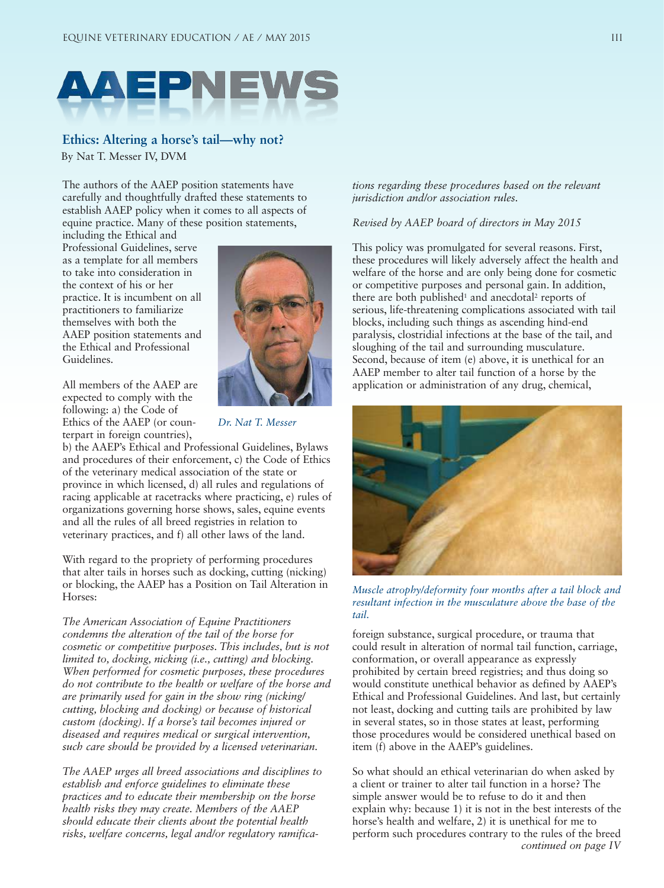# AAEPNEWS

## Ethics: Altering a horse's tail—why not?

By Nat T. Messer IV, DVM

The authors of the AAEP position statements have carefully and thoughtfully drafted these statements to establish AAEP policy when it comes to all aspects of equine practice. Many of these position statements, including the Ethical and Professional Guidelines, serve as a template for all members to take into consideration in the context of his or her practice. It is incumbent on all practitioners to familiarize themselves with both the AAEP position statements and the Ethical and Professional Guidelines.

*Dr. Nat T. Messer*

All members of the AAEP are expected to comply with the following: a) the Code of Ethics of the AAEP (or counterpart in foreign countries), b) the AAEP's Ethical and Professional Guidelines, Bylaws and procedures of their enforcement, c) the Code of Ethics of the veterinary medical association of the state or province in which licensed, d) all rules and regulations of racing applicable at racetracks where practicing, e) rules of organizations governing horse shows, sales, equine events and all the rules of all breed registries in relation to veterinary practices, and f) all other laws of the land.

With regard to the propriety of performing procedures that alter tails in horses such as docking, cutting (nicking) or blocking, the AAEP has a Position on Tail Alteration in Horses:

*The American Association of Equine Practitioners condemns the alteration of the tail of the horse for cosmetic or competitive purposes. This includes, but is not limited to, docking, nicking (i.e., cutting) and blocking. When performed for cosmetic purposes, these procedures do not contribute to the health or welfare of the horse and are primarily used for gain in the show ring (nicking/cutting, blocking and docking) or because of historical custom (docking). If a horse's tail becomes injured or diseased and requires medical or surgical intervention, such care should be provided by a licensed veterinarian.*

*The AAEP urges all breed associations and disciplines to establish and enforce guidelines to eliminate these practices and to educate their membership on the horse health risks they may create. Members of the AAEP should educate their clients about the potential health risks, welfare concerns, legal and/or regulatory ramifications regarding these procedures based on the relevant jurisdiction and/or association rules.*

*Revised by AAEP board of directors in May 2015*

This policy was promulgated for several reasons. First, these procedures will likely adversely affect the health and welfare of the horse and are only being done for cosmetic or competitive purposes and personal gain. In addition, there are both published[1] and anecdotal[2] reports of serious, life-threatening complications associated with tail blocks, including such things as ascending hind-end paralysis, clostridial infections at the base of the tail, and sloughing of the tail and surrounding musculature. Second, because of item (e) above, it is unethical for an AAEP member to alter tail function of a horse by the application or administration of any drug, chemical, foreign substance, surgical procedure, or trauma that could result in alteration of normal tail function, carriage, conformation, or overall appearance as expressly prohibited by certain breed registries; and thus doing so would constitute unethical behavior as defined by AAEP's Ethical and Professional Guidelines. And last, but certainly not least, docking and cutting tails are prohibited by law in several states, so in those states at least, performing those procedures would be considered unethical based on item (f) above in the AAEP's guidelines.

*Muscle atrophy/deformity four months after a tail block and resultant infection in the musculature above the base of the tail.*

So what should an ethical veterinarian do when asked by a client or trainer to alter tail function in a horse? The simple answer would be to refuse to do it and then explain why: because 1) it is not in the best interests of the horse's health and welfare, 2) it is unethical for me to perform such procedures contrary to the rules of the breed

*continued on page IV*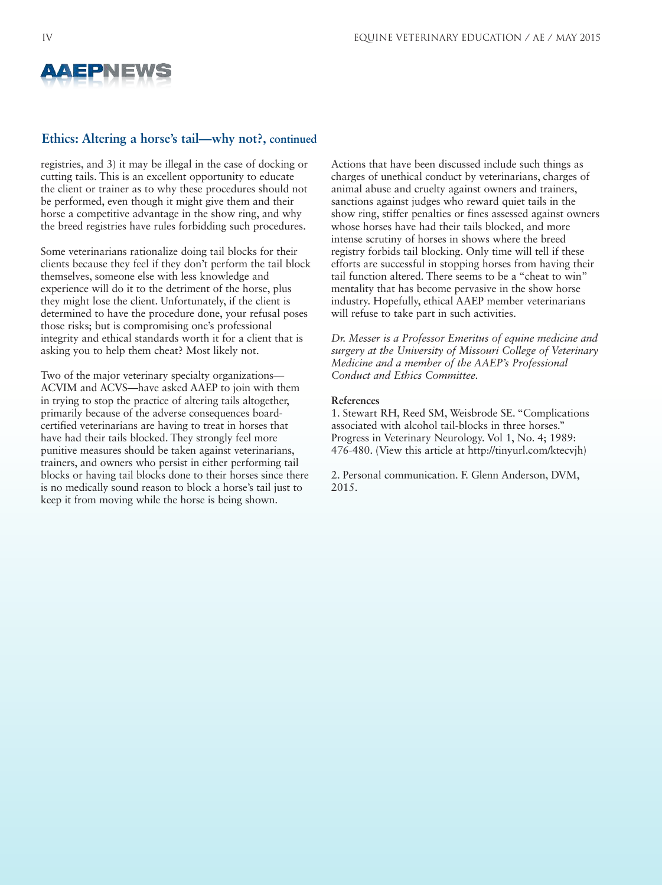## Ethics: Altering a horse's tail—why not?, continued

registries, and 3) it may be illegal in the case of docking or cutting tails. This is an excellent opportunity to educate the client or trainer as to why these procedures should not be performed, even though it might give them and their horse a competitive advantage in the show ring, and why the breed registries have rules forbidding such procedures.

Some veterinarians rationalize doing tail blocks for their clients because they feel if they don't perform the tail block themselves, someone else with less knowledge and experience will do it to the detriment of the horse, plus they might lose the client. Unfortunately, if the client is determined to have the procedure done, your refusal poses those risks; but is compromising one's professional integrity and ethical standards worth it for a client that is asking you to help them cheat? Most likely not.

Two of the major veterinary specialty organizations—ACVIM and ACVS—have asked AAEP to join with them in trying to stop the practice of altering tails altogether, primarily because of the adverse consequences board-certified veterinarians are having to treat in horses that have had their tails blocked. They strongly feel more punitive measures should be taken against veterinarians, trainers, and owners who persist in either performing tail blocks or having tail blocks done to their horses since there is no medically sound reason to block a horse's tail just to keep it from moving while the horse is being shown.

Actions that have been discussed include such things as charges of unethical conduct by veterinarians, charges of animal abuse and cruelty against owners and trainers, sanctions against judges who reward quiet tails in the show ring, stiffer penalties or fines assessed against owners whose horses have had their tails blocked, and more intense scrutiny of horses in shows where the breed registry forbids tail blocking. Only time will tell if these efforts are successful in stopping horses from having their tail function altered. There seems to be a "cheat to win" mentality that has become pervasive in the show horse industry. Hopefully, ethical AAEP member veterinarians will refuse to take part in such activities.

*Dr. Messer is a Professor Emeritus of equine medicine and surgery at the University of Missouri College of Veterinary Medicine and a member of the AAEP's Professional Conduct and Ethics Committee.*

**References**

1. Stewart RH, Reed SM, Weisbrode SE. "Complications associated with alcohol tail-blocks in three horses." Progress in Veterinary Neurology. Vol 1, No. 4; 1989: 476-480. (View this article at http://tinyurl.com/ktecvjh)

2. Personal communication. F. Glenn Anderson, DVM, 2015.